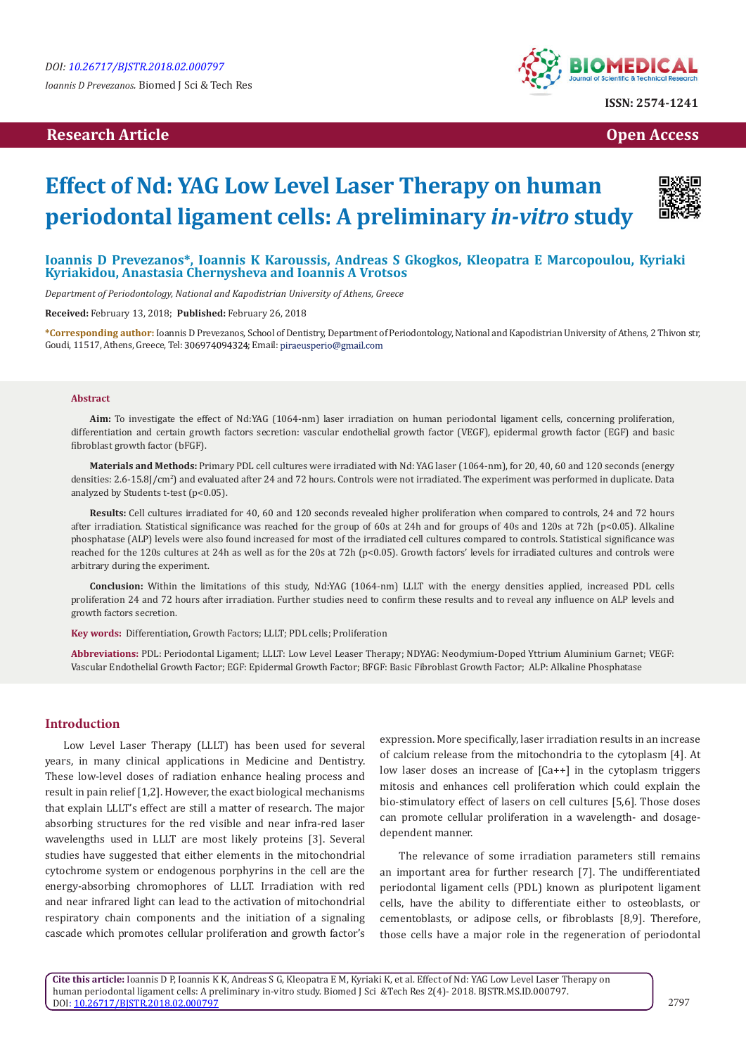DOI: 10.26717/BJSTR.2018.02.000797

*Ioannis D Prevezanos.* Biomed J Sci & Tech Res

ISSN: 2574-1241

**Research Article** **Open Access**

# Effect of Nd: YAG Low Level Laser Therapy on human periodontal ligament cells: A preliminary *in-vitro* study

**Ioannis D Prevezanos\*, Ioannis K Karoussis, Andreas S Gkogkos, Kleopatra E Marcopoulou, Kyriaki Kyriakidou, Anastasia Chernysheva and Ioannis A Vrotsos**

*Department of Periodontology, National and Kapodistrian University of Athens, Greece*

**Received:** February 13, 2018; **Published:** February 26, 2018

**\*Corresponding author:** Ioannis D Prevezanos, School of Dentistry, Department of Periodontology, National and Kapodistrian University of Athens, 2 Thivon str, Goudi, 11517, Athens, Greece, Tel: 306974094324; Email: piraeusperio@gmail.com

## Abstract

**Aim:** To investigate the effect of Nd:YAG (1064-nm) laser irradiation on human periodontal ligament cells, concerning proliferation, differentiation and certain growth factors secretion: vascular endothelial growth factor (VEGF), epidermal growth factor (EGF) and basic fibroblast growth factor (bFGF).

**Materials and Methods:** Primary PDL cell cultures were irradiated with Nd: YAG laser (1064-nm), for 20, 40, 60 and 120 seconds (energy densities: 2.6-15.8J/cm$^2$) and evaluated after 24 and 72 hours. Controls were not irradiated. The experiment was performed in duplicate. Data analyzed by Students t-test ($p<0.05$).

**Results:** Cell cultures irradiated for 40, 60 and 120 seconds revealed higher proliferation when compared to controls, 24 and 72 hours after irradiation. Statistical significance was reached for the group of 60s at 24h and for groups of 40s and 120s at 72h ($p<0.05$). Alkaline phosphatase (ALP) levels were also found increased for most of the irradiated cell cultures compared to controls. Statistical significance was reached for the 120s cultures at 24h as well as for the 20s at 72h ($p<0.05$). Growth factors' levels for irradiated cultures and controls were arbitrary during the experiment.

**Conclusion:** Within the limitations of this study, Nd:YAG (1064-nm) LLLT with the energy densities applied, increased PDL cells proliferation 24 and 72 hours after irradiation. Further studies need to confirm these results and to reveal any influence on ALP levels and growth factors secretion.

**Key words:** Differentiation, Growth Factors; LLLT; PDL cells; Proliferation

**Abbreviations:** PDL: Periodontal Ligament; LLLT: Low Level Leaser Therapy; NDYAG: Neodymium-Doped Yttrium Aluminium Garnet; VEGF: Vascular Endothelial Growth Factor; EGF: Epidermal Growth Factor; BFGF: Basic Fibroblast Growth Factor; ALP: Alkaline Phosphatase

## Introduction

Low Level Laser Therapy (LLLT) has been used for several years, in many clinical applications in Medicine and Dentistry. These low-level doses of radiation enhance healing process and result in pain relief [1,2]. However, the exact biological mechanisms that explain LLLT's effect are still a matter of research. The major absorbing structures for the red visible and near infra-red laser wavelengths used in LLLT are most likely proteins [3]. Several studies have suggested that either elements in the mitochondrial cytochrome system or endogenous porphyrins in the cell are the energy-absorbing chromophores of LLLT. Irradiation with red and near infrared light can lead to the activation of mitochondrial respiratory chain components and the initiation of a signaling cascade which promotes cellular proliferation and growth factor's expression. More specifically, laser irradiation results in an increase of calcium release from the mitochondria to the cytoplasm [4]. At low laser doses an increase of [Ca++] in the cytoplasm triggers mitosis and enhances cell proliferation which could explain the bio-stimulatory effect of lasers on cell cultures [5,6]. Those doses can promote cellular proliferation in a wavelength- and dosage-dependent manner.

The relevance of some irradiation parameters still remains an important area for further research [7]. The undifferentiated periodontal ligament cells (PDL) known as pluripotent ligament cells, have the ability to differentiate either to osteoblasts, or cementoblasts, or adipose cells, or fibroblasts [8,9]. Therefore, those cells have a major role in the regeneration of periodontal

**Cite this article:** Ioannis D P, Ioannis K K, Andreas S G, Kleopatra E M, Kyriaki K, et al. Effect of Nd: YAG Low Level Laser Therapy on human periodontal ligament cells: A preliminary in-vitro study. Biomed J Sci &Tech Res 2(4)- 2018. BJSTR.MS.ID.000797. DOI: 10.26717/BJSTR.2018.02.000797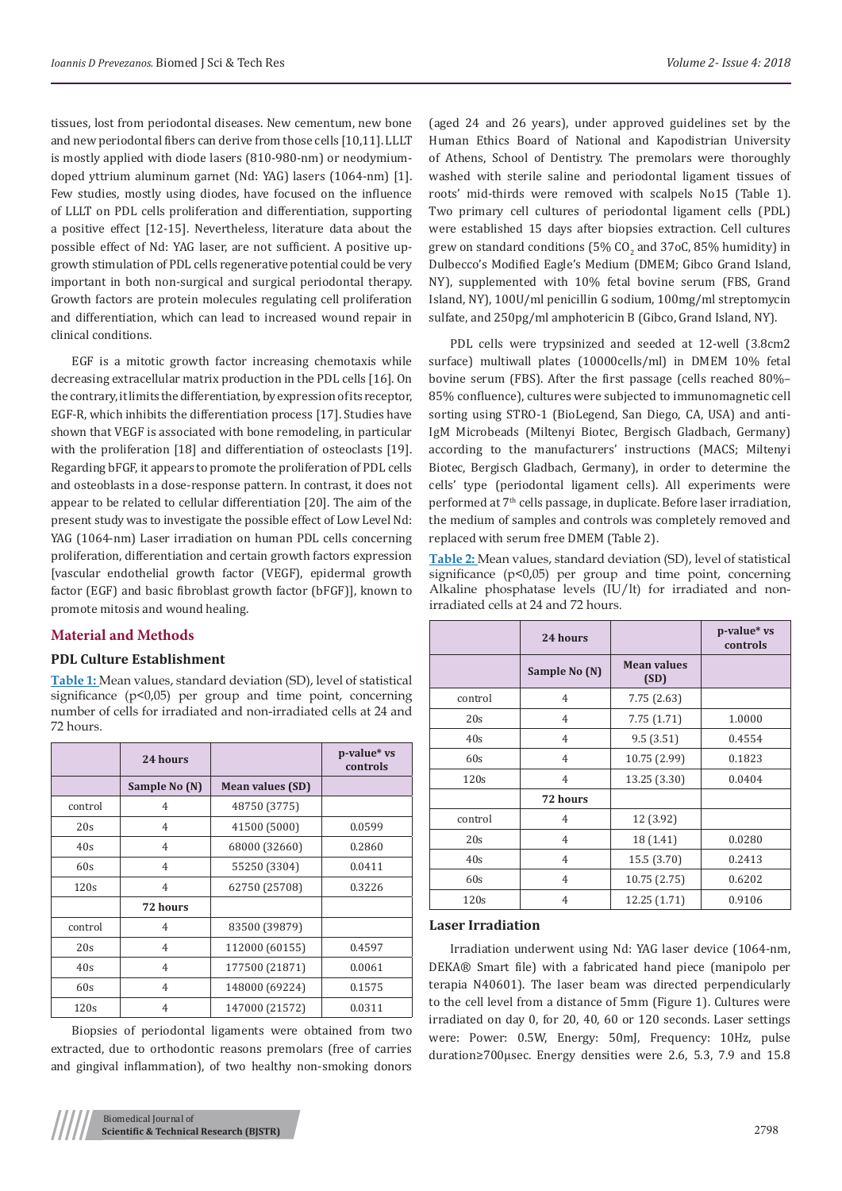tissues, lost from periodontal diseases. New cementum, new bone and new periodontal fibers can derive from those cells [10,11]. LLLT is mostly applied with diode lasers (810-980-nm) or neodymium-doped yttrium aluminum garnet (Nd: YAG) lasers (1064-nm) [1]. Few studies, mostly using diodes, have focused on the influence of LLLT on PDL cells proliferation and differentiation, supporting a positive effect [12-15]. Nevertheless, literature data about the possible effect of Nd: YAG laser, are not sufficient. A positive up-growth stimulation of PDL cells regenerative potential could be very important in both non-surgical and surgical periodontal therapy. Growth factors are protein molecules regulating cell proliferation and differentiation, which can lead to increased wound repair in clinical conditions.

EGF is a mitotic growth factor increasing chemotaxis while decreasing extracellular matrix production in the PDL cells [16]. On the contrary, it limits the differentiation, by expression of its receptor, EGF-R, which inhibits the differentiation process [17]. Studies have shown that VEGF is associated with bone remodeling, in particular with the proliferation [18] and differentiation of osteoclasts [19]. Regarding bFGF, it appears to promote the proliferation of PDL cells and osteoblasts in a dose-response pattern. In contrast, it does not appear to be related to cellular differentiation [20]. The aim of the present study was to investigate the possible effect of Low Level Nd: YAG (1064-nm) Laser irradiation on human PDL cells concerning proliferation, differentiation and certain growth factors expression [vascular endothelial growth factor (VEGF), epidermal growth factor (EGF) and basic fibroblast growth factor (bFGF)], known to promote mitosis and wound healing.

## Material and Methods

### PDL Culture Establishment

**Table 1:** Mean values, standard deviation (SD), level of statistical significance ($p<0,05$) per group and time point, concerning number of cells for irradiated and non-irradiated cells at 24 and 72 hours.

| | 24 hours | | p-value* vs controls |
|---|---|---|---|
| | Sample No (N) | Mean values (SD) | |
| control | 4 | 48750 (3775) | |
| 20s | 4 | 41500 (5000) | 0.0599 |
| 40s | 4 | 68000 (32660) | 0.2860 |
| 60s | 4 | 55250 (3304) | 0.0411 |
| 120s | 4 | 62750 (25708) | 0.3226 |
| | 72 hours | | |
| control | 4 | 83500 (39879) | |
| 20s | 4 | 112000 (60155) | 0.4597 |
| 40s | 4 | 177500 (21871) | 0.0061 |
| 60s | 4 | 148000 (69224) | 0.1575 |
| 120s | 4 | 147000 (21572) | 0.0311 |

Biopsies of periodontal ligaments were obtained from two extracted, due to orthodontic reasons premolars (free of carries and gingival inflammation), of two healthy non-smoking donors (aged 24 and 26 years), under approved guidelines set by the Human Ethics Board of National and Kapodistrian University of Athens, School of Dentistry. The premolars were thoroughly washed with sterile saline and periodontal ligament tissues of roots' mid-thirds were removed with scalpels No15 (Table 1). Two primary cell cultures of periodontal ligament cells (PDL) were established 15 days after biopsies extraction. Cell cultures grew on standard conditions (5% $CO_2$ and 37oC, 85% humidity) in Dulbecco's Modified Eagle's Medium (DMEM; Gibco Grand Island, NY), supplemented with 10% fetal bovine serum (FBS, Grand Island, NY), 100U/ml penicillin G sodium, 100mg/ml streptomycin sulfate, and 250pg/ml amphotericin B (Gibco, Grand Island, NY).

PDL cells were trypsinized and seeded at 12-well (3.8cm2 surface) multiwall plates (10000cells/ml) in DMEM 10% fetal bovine serum (FBS). After the first passage (cells reached 80%–85% confluence), cultures were subjected to immunomagnetic cell sorting using STRO-1 (BioLegend, San Diego, CA, USA) and anti-IgM Microbeads (Miltenyi Biotec, Bergisch Gladbach, Germany) according to the manufacturers' instructions (MACS; Miltenyi Biotec, Bergisch Gladbach, Germany), in order to determine the cells' type (periodontal ligament cells). All experiments were performed at 7th cells passage, in duplicate. Before laser irradiation, the medium of samples and controls was completely removed and replaced with serum free DMEM (Table 2).

**Table 2:** Mean values, standard deviation (SD), level of statistical significance ($p<0,05$) per group and time point, concerning Alkaline phosphatase levels (IU/lt) for irradiated and non-irradiated cells at 24 and 72 hours.

| | 24 hours | | p-value* vs controls |
|---|---|---|---|
| | Sample No (N) | Mean values (SD) | |
| control | 4 | 7.75 (2.63) | |
| 20s | 4 | 7.75 (1.71) | 1.0000 |
| 40s | 4 | 9.5 (3.51) | 0.4554 |
| 60s | 4 | 10.75 (2.99) | 0.1823 |
| 120s | 4 | 13.25 (3.30) | 0.0404 |
| | 72 hours | | |
| control | 4 | 12 (3.92) | |
| 20s | 4 | 18 (1.41) | 0.0280 |
| 40s | 4 | 15.5 (3.70) | 0.2413 |
| 60s | 4 | 10.75 (2.75) | 0.6202 |
| 120s | 4 | 12.25 (1.71) | 0.9106 |

### Laser Irradiation

Irradiation underwent using Nd: YAG laser device (1064-nm, DEKA® Smart file) with a fabricated hand piece (manipolo per terapia N40601). The laser beam was directed perpendicularly to the cell level from a distance of 5mm (Figure 1). Cultures were irradiated on day 0, for 20, 40, 60 or 120 seconds. Laser settings were: Power: 0.5W, Energy: 50mJ, Frequency: 10Hz, pulse duration≥700μsec. Energy densities were 2.6, 5.3, 7.9 and 15.8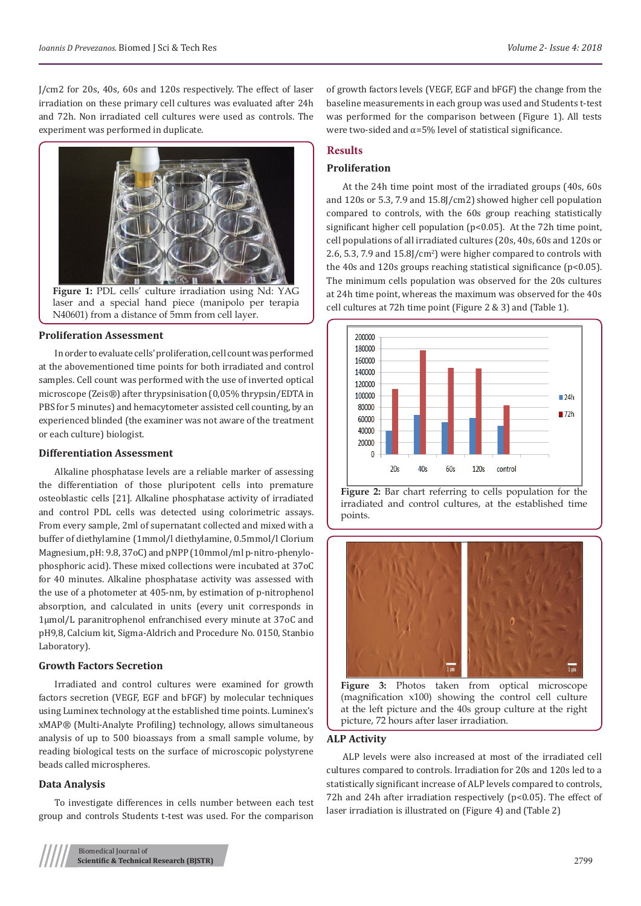J/cm2 for 20s, 40s, 60s and 120s respectively. The effect of laser irradiation on these primary cell cultures was evaluated after 24h and 72h. Non irradiated cell cultures were used as controls. The experiment was performed in duplicate.

**Figure 1:** PDL cells' culture irradiation using Nd: YAG laser and a special hand piece (manipolo per terapia N40601) from a distance of 5mm from cell layer.

### Proliferation Assessment

In order to evaluate cells' proliferation, cell count was performed at the abovementioned time points for both irradiated and control samples. Cell count was performed with the use of inverted optical microscope (Zeis®) after thrypsinisation (0,05% thrypsin/EDTA in PBS for 5 minutes) and hemacytometer assisted cell counting, by an experienced blinded (the examiner was not aware of the treatment or each culture) biologist.

### Differentiation Assessment

Alkaline phosphatase levels are a reliable marker of assessing the differentiation of those pluripotent cells into premature osteoblastic cells [21]. Alkaline phosphatase activity of irradiated and control PDL cells was detected using colorimetric assays. From every sample, 2ml of supernatant collected and mixed with a buffer of diethylamine (1mmol/l diethylamine, 0.5mmol/l Clorium Magnesium, pH: 9.8, 37oC) and pNPP (10mmol/ml p-nitro-phenylo-phosphoric acid). These mixed collections were incubated at 37oC for 40 minutes. Alkaline phosphatase activity was assessed with the use of a photometer at 405-nm, by estimation of p-nitrophenol absorption, and calculated in units (every unit corresponds in 1μmol/L paranitrophenol enfranchised every minute at 37oC and pH9,8, Calcium kit, Sigma-Aldrich and Procedure No. 0150, Stanbio Laboratory).

### Growth Factors Secretion

Irradiated and control cultures were examined for growth factors secretion (VEGF, EGF and bFGF) by molecular techniques using Luminex technology at the established time points. Luminex's xMAP® (Multi-Analyte Profiling) technology, allows simultaneous analysis of up to 500 bioassays from a small sample volume, by reading biological tests on the surface of microscopic polystyrene beads called microspheres.

### Data Analysis

To investigate differences in cells number between each test group and controls Students t-test was used. For the comparison of growth factors levels (VEGF, EGF and bFGF) the change from the baseline measurements in each group was used and Students t-test was performed for the comparison between (Figure 1). All tests were two-sided and α=5% level of statistical significance.

## Results

### Proliferation

At the 24h time point most of the irradiated groups (40s, 60s and 120s or 5.3, 7.9 and 15.8J/cm2) showed higher cell population compared to controls, with the 60s group reaching statistically significant higher cell population ($p<0.05$). At the 72h time point, cell populations of all irradiated cultures (20s, 40s, 60s and 120s or 2.6, 5.3, 7.9 and 15.8J/cm$^2$) were higher compared to controls with the 40s and 120s groups reaching statistical significance ($p<0.05$). The minimum cells population was observed for the 20s cultures at 24h time point, whereas the maximum was observed for the 40s cell cultures at 72h time point (Figure 2 & 3) and (Table 1).

**Figure 2:** Bar chart referring to cells population for the irradiated and control cultures, at the established time points.

**Figure 3:** Photos taken from optical microscope (magnification x100) showing the control cell culture at the left picture and the 40s group culture at the right picture, 72 hours after laser irradiation.

### ALP Activity

ALP levels were also increased at most of the irradiated cell cultures compared to controls. Irradiation for 20s and 120s led to a statistically significant increase of ALP levels compared to controls, 72h and 24h after irradiation respectively ($p<0.05$). The effect of laser irradiation is illustrated on (Figure 4) and (Table 2)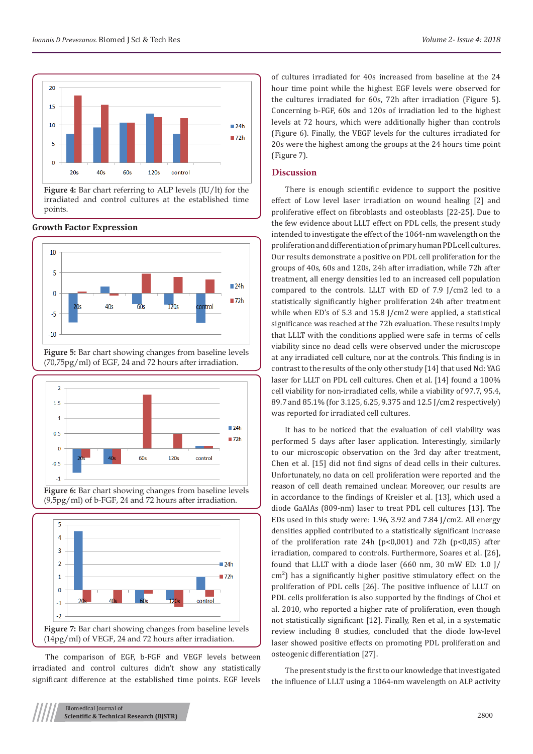**Figure 4:** Bar chart referring to ALP levels (IU/lt) for the irradiated and control cultures at the established time points.

## Growth Factor Expression

**Figure 5:** Bar chart showing changes from baseline levels (70,75pg/ml) of EGF, 24 and 72 hours after irradiation.

**Figure 6:** Bar chart showing changes from baseline levels (9,5pg/ml) of b-FGF, 24 and 72 hours after irradiation.

**Figure 7:** Bar chart showing changes from baseline levels (14pg/ml) of VEGF, 24 and 72 hours after irradiation.

The comparison of EGF, b-FGF and VEGF levels between irradiated and control cultures didn't show any statistically significant difference at the established time points. EGF levels of cultures irradiated for 40s increased from baseline at the 24 hour time point while the highest EGF levels were observed for the cultures irradiated for 60s, 72h after irradiation (Figure 5). Concerning b-FGF, 60s and 120s of irradiation led to the highest levels at 72 hours, which were additionally higher than controls (Figure 6). Finally, the VEGF levels for the cultures irradiated for 20s were the highest among the groups at the 24 hours time point (Figure 7).

## Discussion

There is enough scientific evidence to support the positive effect of Low level laser irradiation on wound healing [2] and proliferative effect on fibroblasts and osteoblasts [22-25]. Due to the few evidence about LLLT effect on PDL cells, the present study intended to investigate the effect of the 1064-nm wavelength on the proliferation and differentiation of primary human PDL cell cultures. Our results demonstrate a positive on PDL cell proliferation for the groups of 40s, 60s and 120s, 24h after irradiation, while 72h after treatment, all energy densities led to an increased cell population compared to the controls. LLLT with ED of 7.9 J/cm2 led to a statistically significantly higher proliferation 24h after treatment while when ED's of 5.3 and 15.8 J/cm2 were applied, a statistical significance was reached at the 72h evaluation. These results imply that LLLT with the conditions applied were safe in terms of cells viability since no dead cells were observed under the microscope at any irradiated cell culture, nor at the controls. This finding is in contrast to the results of the only other study [14] that used Nd: YAG laser for LLLT on PDL cell cultures. Chen et al. [14] found a 100% cell viability for non-irradiated cells, while a viability of 97.7, 95.4, 89.7 and 85.1% (for 3.125, 6.25, 9.375 and 12.5 J/cm2 respectively) was reported for irradiated cell cultures.

It has to be noticed that the evaluation of cell viability was performed 5 days after laser application. Interestingly, similarly to our microscopic observation on the 3rd day after treatment, Chen et al. [15] did not find signs of dead cells in their cultures. Unfortunately, no data on cell proliferation were reported and the reason of cell death remained unclear. Moreover, our results are in accordance to the findings of Kreisler et al. [13], which used a diode GaAlAs (809-nm) laser to treat PDL cell cultures [13]. The EDs used in this study were: 1.96, 3.92 and 7.84 J/cm2. All energy densities applied contributed to a statistically significant increase of the proliferation rate 24h ($p<0,001$) and 72h ($p<0,05$) after irradiation, compared to controls. Furthermore, Soares et al. [26], found that LLLT with a diode laser (660 nm, 30 mW ED: 1.0 J/cm$^2$) has a significantly higher positive stimulatory effect on the proliferation of PDL cells [26]. The positive influence of LLLT on PDL cells proliferation is also supported by the findings of Choi et al. 2010, who reported a higher rate of proliferation, even though not statistically significant [12]. Finally, Ren et al, in a systematic review including 8 studies, concluded that the diode low-level laser showed positive effects on promoting PDL proliferation and osteogenic differentiation [27].

The present study is the first to our knowledge that investigated the influence of LLLT using a 1064-nm wavelength on ALP activity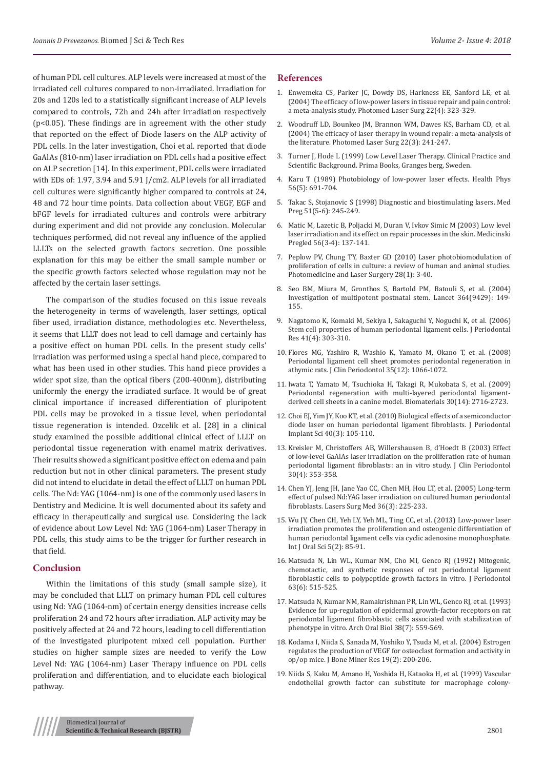of human PDL cell cultures. ALP levels were increased at most of the irradiated cell cultures compared to non-irradiated. Irradiation for 20s and 120s led to a statistically significant increase of ALP levels compared to controls, 72h and 24h after irradiation respectively ($p<0.05$). These findings are in agreement with the other study that reported on the effect of Diode lasers on the ALP activity of PDL cells. In the later investigation, Choi et al. reported that diode GaAlAs (810-nm) laser irradiation on PDL cells had a positive effect on ALP secretion [14]. In this experiment, PDL cells were irradiated with EDs of: 1.97, 3.94 and 5.91 J/cm2. ALP levels for all irradiated cell cultures were significantly higher compared to controls at 24, 48 and 72 hour time points. Data collection about VEGF, EGF and bFGF levels for irradiated cultures and controls were arbitrary during experiment and did not provide any conclusion. Molecular techniques performed, did not reveal any influence of the applied LLLTs on the selected growth factors secretion. One possible explanation for this may be either the small sample number or the specific growth factors selected whose regulation may not be affected by the certain laser settings.

The comparison of the studies focused on this issue reveals the heterogeneity in terms of wavelength, laser settings, optical fiber used, irradiation distance, methodologies etc. Nevertheless, it seems that LLLT does not lead to cell damage and certainly has a positive effect on human PDL cells. In the present study cells' irradiation was performed using a special hand piece, compared to what has been used in other studies. This hand piece provides a wider spot size, than the optical fibers (200-400nm), distributing uniformly the energy the irradiated surface. It would be of great clinical importance if increased differentiation of pluripotent PDL cells may be provoked in a tissue level, when periodontal tissue regeneration is intended. Ozcelik et al. [28] in a clinical study examined the possible additional clinical effect of LLLT on periodontal tissue regeneration with enamel matrix derivatives. Their results showed a significant positive effect on edema and pain reduction but not in other clinical parameters. The present study did not intend to elucidate in detail the effect of LLLT on human PDL cells. The Nd: YAG (1064-nm) is one of the commonly used lasers in Dentistry and Medicine. It is well documented about its safety and efficacy in therapeutically and surgical use. Considering the lack of evidence about Low Level Nd: YAG (1064-nm) Laser Therapy in PDL cells, this study aims to be the trigger for further research in that field.

## Conclusion

Within the limitations of this study (small sample size), it may be concluded that LLLT on primary human PDL cell cultures using Nd: YAG (1064-nm) of certain energy densities increase cells proliferation 24 and 72 hours after irradiation. ALP activity may be positively affected at 24 and 72 hours, leading to cell differentiation of the investigated pluripotent mixed cell population. Further studies on higher sample sizes are needed to verify the Low Level Nd: YAG (1064-nm) Laser Therapy influence on PDL cells proliferation and differentiation, and to elucidate each biological pathway.

## References

1. Enwemeka CS, Parker JC, Dowdy DS, Harkness EE, Sanford LE, et al. (2004) The efficacy of low-power lasers in tissue repair and pain control: a meta-analysis study. Photomed Laser Surg 22(4): 323-329.
2. Woodruff LD, Bounkeo JM, Brannon WM, Dawes KS, Barham CD, et al. (2004) The efficacy of laser therapy in wound repair: a meta-analysis of the literature. Photomed Laser Surg 22(3): 241-247.
3. Turner J, Hode L (1999) Low Level Laser Therapy. Clinical Practice and Scientific Background. Prima Books, Granges berg, Sweden.
4. Karu T (1989) Photobiology of low-power laser effects. Health Phys 56(5): 691-704.
5. Takac S, Stojanovic S (1998) Diagnostic and biostimulating lasers. Med Preg 51(5-6): 245-249.
6. Matic M, Lazetic B, Poljacki M, Duran V, Ivkov Simic M (2003) Low level laser irradiation and its effect on repair processes in the skin. Medicinski Pregled 56(3-4): 137-141.
7. Peplow PV, Chung TY, Baxter GD (2010) Laser photobiomodulation of proliferation of cells in culture: a review of human and animal studies. Photomedicine and Laser Surgery 28(1): 3-40.
8. Seo BM, Miura M, Gronthos S, Bartold PM, Batouli S, et al. (2004) Investigation of multipotent postnatal stem. Lancet 364(9429): 149-155.
9. Nagatomo K, Komaki M, Sekiya I, Sakaguchi Y, Noguchi K, et al. (2006) Stem cell properties of human periodontal ligament cells. J Periodontal Res 41(4): 303-310.
10. Flores MG, Yashiro R, Washio K, Yamato M, Okano T, et al. (2008) Periodontal ligament cell sheet promotes periodontal regeneration in athymic rats. J Clin Periodontol 35(12): 1066-1072.
11. Iwata T, Yamato M, Tsuchioka H, Takagi R, Mukobata S, et al. (2009) Periodontal regeneration with multi-layered periodontal ligament-derived cell sheets in a canine model. Biomaterials 30(14): 2716-2723.
12. Choi EJ, Yim JY, Koo KT, et al. (2010) Biological effects of a semiconductor diode laser on human periodontal ligament fibroblasts. J Periodontal Implant Sci 40(3): 105-110.
13. Kreisler M, Christoffers AB, Willershausen B, d'Hoedt B (2003) Effect of low-level GaAlAs laser irradiation on the proliferation rate of human periodontal ligament fibroblasts: an in vitro study. J Clin Periodontol 30(4): 353-358.
14. Chen YJ, Jeng JH, Jane Yao CC, Chen MH, Hou LT, et al. (2005) Long-term effect of pulsed Nd:YAG laser irradiation on cultured human periodontal fibroblasts. Lasers Surg Med 36(3): 225-233.
15. Wu JY, Chen CH, Yeh LY, Yeh ML, Ting CC, et al. (2013) Low-power laser irradiation promotes the proliferation and osteogenic differentiation of human periodontal ligament cells via cyclic adenosine monophosphate. Int J Oral Sci 5(2): 85-91.
16. Matsuda N, Lin WL, Kumar NM, Cho MI, Genco RJ (1992) Mitogenic, chemotactic, and synthetic responses of rat periodontal ligament fibroblastic cells to polypeptide growth factors in vitro. J Periodontol 63(6): 515-525.
17. Matsuda N, Kumar NM, Ramakrishnan PR, Lin WL, Genco RJ, et al. (1993) Evidence for up-regulation of epidermal growth-factor receptors on rat periodontal ligament fibroblastic cells associated with stabilization of phenotype in vitro. Arch Oral Biol 38(7): 559-569.
18. Kodama I, Niida S, Sanada M, Yoshiko Y, Tsuda M, et al. (2004) Estrogen regulates the production of VEGF for osteoclast formation and activity in op/op mice. J Bone Miner Res 19(2): 200-206.
19. Niida S, Kaku M, Amano H, Yoshida H, Kataoka H, et al. (1999) Vascular endothelial growth factor can substitute for macrophage colony-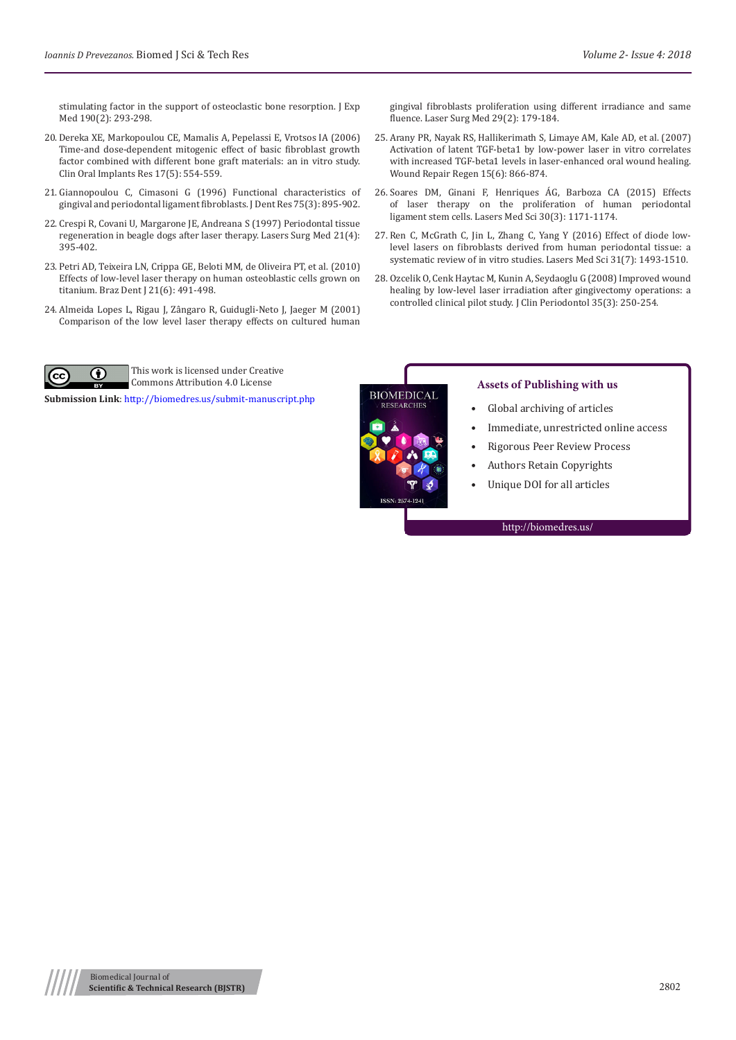stimulating factor in the support of osteoclastic bone resorption. J Exp Med 190(2): 293-298.

20. Dereka XE, Markopoulou CE, Mamalis A, Pepelassi E, Vrotsos IA (2006) Time-and dose-dependent mitogenic effect of basic fibroblast growth factor combined with different bone graft materials: an in vitro study. Clin Oral Implants Res 17(5): 554-559.

21. Giannopoulou C, Cimasoni G (1996) Functional characteristics of gingival and periodontal ligament fibroblasts. J Dent Res 75(3): 895-902.

22. Crespi R, Covani U, Margarone JE, Andreana S (1997) Periodontal tissue regeneration in beagle dogs after laser therapy. Lasers Surg Med 21(4): 395-402.

23. Petri AD, Teixeira LN, Crippa GE, Beloti MM, de Oliveira PT, et al. (2010) Effects of low-level laser therapy on human osteoblastic cells grown on titanium. Braz Dent J 21(6): 491-498.

24. Almeida Lopes L, Rigau J, Zângaro R, Guidugli-Neto J, Jaeger M (2001) Comparison of the low level laser therapy effects on cultured human gingival fibroblasts proliferation using different irradiance and same fluence. Laser Surg Med 29(2): 179-184.

25. Arany PR, Nayak RS, Hallikerimath S, Limaye AM, Kale AD, et al. (2007) Activation of latent TGF-beta1 by low-power laser in vitro correlates with increased TGF-beta1 levels in laser-enhanced oral wound healing. Wound Repair Regen 15(6): 866-874.

26. Soares DM, Ginani F, Henriques ÁG, Barboza CA (2015) Effects of laser therapy on the proliferation of human periodontal ligament stem cells. Lasers Med Sci 30(3): 1171-1174.

27. Ren C, McGrath C, Jin L, Zhang C, Yang Y (2016) Effect of diode low-level lasers on fibroblasts derived from human periodontal tissue: a systematic review of in vitro studies. Lasers Med Sci 31(7): 1493-1510.

28. Ozcelik O, Cenk Haytac M, Kunin A, Seydaoglu G (2008) Improved wound healing by low-level laser irradiation after gingivectomy operations: a controlled clinical pilot study. J Clin Periodontol 35(3): 250-254.

This work is licensed under Creative Commons Attribution 4.0 License

**Submission Link**: http://biomedres.us/submit-manuscript.php

### Assets of Publishing with us

- Global archiving of articles
- Immediate, unrestricted online access
- Rigorous Peer Review Process
- Authors Retain Copyrights
- Unique DOI for all articles

http://biomedres.us/